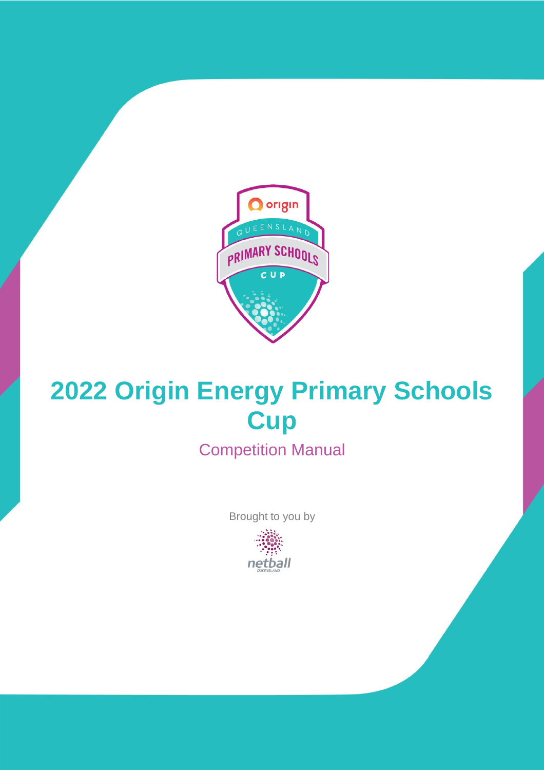# 2022 Origin Energy Primary Schools Cup

## Competition Manual

Brought to you by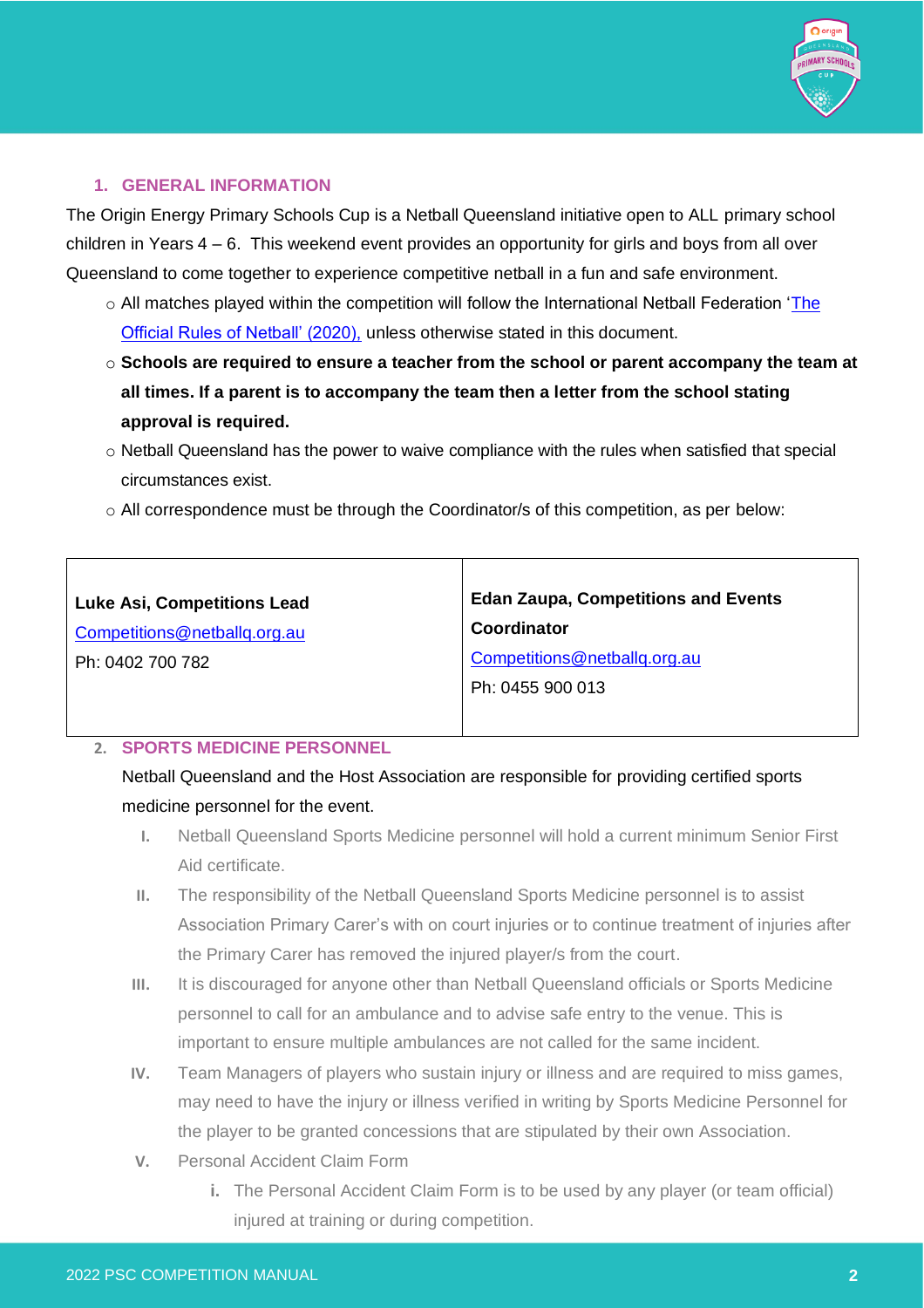## 1. GENERAL INFORMATION

The Origin Energy Primary Schools Cup is a Netball Queensland initiative open to ALL primary school children in Years 4 – 6. This weekend event provides an opportunity for girls and boys from all over Queensland to come together to experience competitive netball in a fun and safe environment.

- All matches played within the competition will follow the International Netball Federation 'The Official Rules of Netball' (2020), unless otherwise stated in this document.
- **Schools are required to ensure a teacher from the school or parent accompany the team at all times. If a parent is to accompany the team then a letter from the school stating approval is required.**
- Netball Queensland has the power to waive compliance with the rules when satisfied that special circumstances exist.
- All correspondence must be through the Coordinator/s of this competition, as per below:

| **Luke Asi, Competitions Lead**<br>Competitions@netballq.org.au<br>Ph: 0402 700 782 | **Edan Zaupa, Competitions and Events Coordinator**<br>Competitions@netballq.org.au<br>Ph: 0455 900 013 |
|---|---|

## 2. SPORTS MEDICINE PERSONNEL

Netball Queensland and the Host Association are responsible for providing certified sports medicine personnel for the event.

I. Netball Queensland Sports Medicine personnel will hold a current minimum Senior First Aid certificate.

II. The responsibility of the Netball Queensland Sports Medicine personnel is to assist Association Primary Carer's with on court injuries or to continue treatment of injuries after the Primary Carer has removed the injured player/s from the court.

III. It is discouraged for anyone other than Netball Queensland officials or Sports Medicine personnel to call for an ambulance and to advise safe entry to the venue. This is important to ensure multiple ambulances are not called for the same incident.

IV. Team Managers of players who sustain injury or illness and are required to miss games, may need to have the injury or illness verified in writing by Sports Medicine Personnel for the player to be granted concessions that are stipulated by their own Association.

V. Personal Accident Claim Form

  i. The Personal Accident Claim Form is to be used by any player (or team official) injured at training or during competition.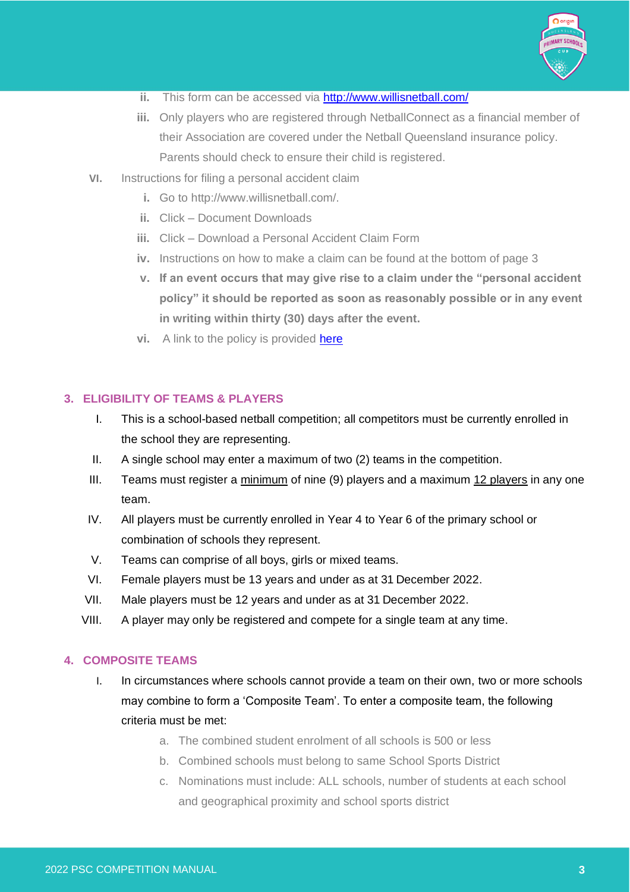ii. This form can be accessed via [http://www.willisnetball.com/](http://www.willisnetball.com/)

iii. Only players who are registered through NetballConnect as a financial member of their Association are covered under the Netball Queensland insurance policy. Parents should check to ensure their child is registered.

VI. Instructions for filing a personal accident claim

i. Go to http://www.willisnetball.com/.

ii. Click – Document Downloads

iii. Click – Download a Personal Accident Claim Form

iv. Instructions on how to make a claim can be found at the bottom of page 3

v. **If an event occurs that may give rise to a claim under the "personal accident policy" it should be reported as soon as reasonably possible or in any event in writing within thirty (30) days after the event.**

vi. A link to the policy is provided [here]()

## 3. ELIGIBILITY OF TEAMS & PLAYERS

I. This is a school-based netball competition; all competitors must be currently enrolled in the school they are representing.

II. A single school may enter a maximum of two (2) teams in the competition.

III. Teams must register a <u>minimum</u> of nine (9) players and a maximum <u>12 players</u> in any one team.

IV. All players must be currently enrolled in Year 4 to Year 6 of the primary school or combination of schools they represent.

V. Teams can comprise of all boys, girls or mixed teams.

VI. Female players must be 13 years and under as at 31 December 2022.

VII. Male players must be 12 years and under as at 31 December 2022.

VIII. A player may only be registered and compete for a single team at any time.

## 4. COMPOSITE TEAMS

I. In circumstances where schools cannot provide a team on their own, two or more schools may combine to form a 'Composite Team'. To enter a composite team, the following criteria must be met:

a. The combined student enrolment of all schools is 500 or less

b. Combined schools must belong to same School Sports District

c. Nominations must include: ALL schools, number of students at each school and geographical proximity and school sports district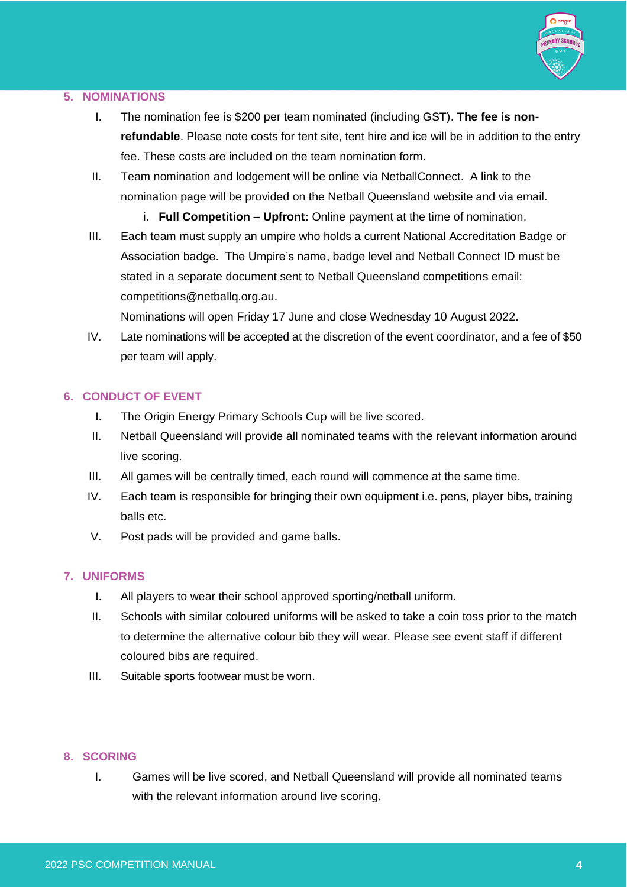## 5. NOMINATIONS

I. The nomination fee is $200 per team nominated (including GST). **The fee is non-refundable**. Please note costs for tent site, tent hire and ice will be in addition to the entry fee. These costs are included on the team nomination form.

II. Team nomination and lodgement will be online via NetballConnect. A link to the nomination page will be provided on the Netball Queensland website and via email.

    i. **Full Competition – Upfront:** Online payment at the time of nomination.

III. Each team must supply an umpire who holds a current National Accreditation Badge or Association badge. The Umpire's name, badge level and Netball Connect ID must be stated in a separate document sent to Netball Queensland competitions email: competitions@netballq.org.au.

    Nominations will open Friday 17 June and close Wednesday 10 August 2022.

IV. Late nominations will be accepted at the discretion of the event coordinator, and a fee of $50 per team will apply.

## 6. CONDUCT OF EVENT

I. The Origin Energy Primary Schools Cup will be live scored.

II. Netball Queensland will provide all nominated teams with the relevant information around live scoring.

III. All games will be centrally timed, each round will commence at the same time.

IV. Each team is responsible for bringing their own equipment i.e. pens, player bibs, training balls etc.

V. Post pads will be provided and game balls.

## 7. UNIFORMS

I. All players to wear their school approved sporting/netball uniform.

II. Schools with similar coloured uniforms will be asked to take a coin toss prior to the match to determine the alternative colour bib they will wear. Please see event staff if different coloured bibs are required.

III. Suitable sports footwear must be worn.

## 8. SCORING

I. Games will be live scored, and Netball Queensland will provide all nominated teams with the relevant information around live scoring.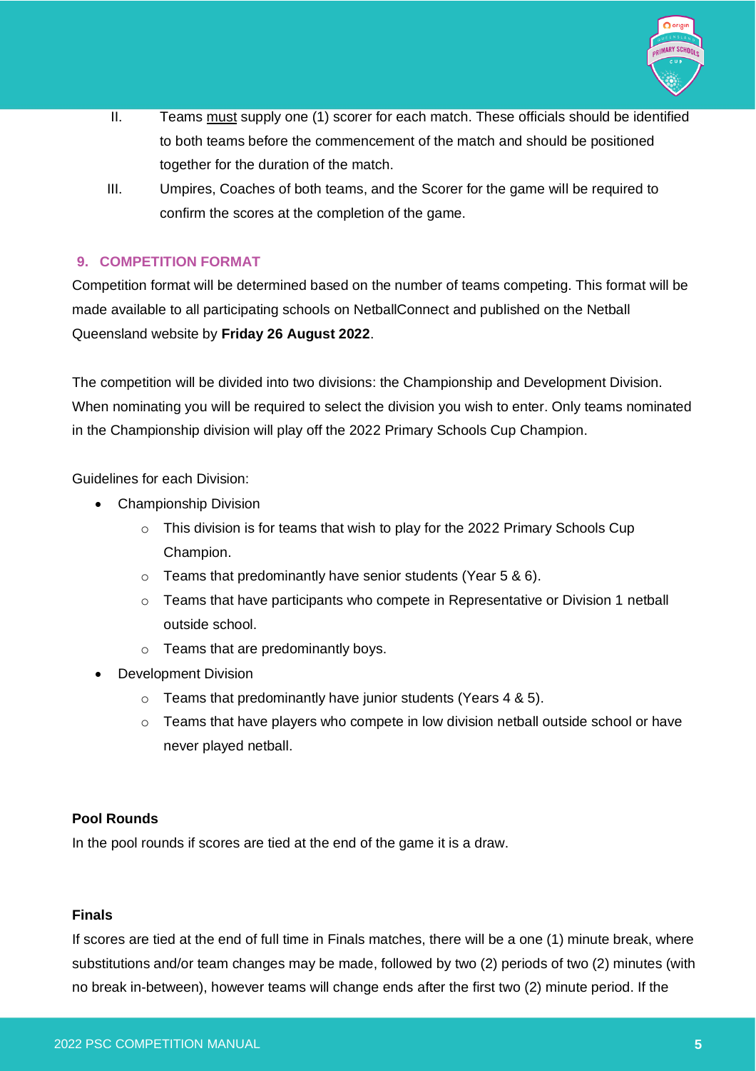II. Teams <u>must</u> supply one (1) scorer for each match. These officials should be identified to both teams before the commencement of the match and should be positioned together for the duration of the match.

III. Umpires, Coaches of both teams, and the Scorer for the game will be required to confirm the scores at the completion of the game.

## 9. COMPETITION FORMAT

Competition format will be determined based on the number of teams competing. This format will be made available to all participating schools on NetballConnect and published on the Netball Queensland website by **Friday 26 August 2022**.

The competition will be divided into two divisions: the Championship and Development Division. When nominating you will be required to select the division you wish to enter. Only teams nominated in the Championship division will play off the 2022 Primary Schools Cup Champion.

Guidelines for each Division:

- Championship Division
  - This division is for teams that wish to play for the 2022 Primary Schools Cup Champion.
  - Teams that predominantly have senior students (Year 5 & 6).
  - Teams that have participants who compete in Representative or Division 1 netball outside school.
  - Teams that are predominantly boys.
- Development Division
  - Teams that predominantly have junior students (Years 4 & 5).
  - Teams that have players who compete in low division netball outside school or have never played netball.

**Pool Rounds**

In the pool rounds if scores are tied at the end of the game it is a draw.

**Finals**

If scores are tied at the end of full time in Finals matches, there will be a one (1) minute break, where substitutions and/or team changes may be made, followed by two (2) periods of two (2) minutes (with no break in-between), however teams will change ends after the first two (2) minute period. If the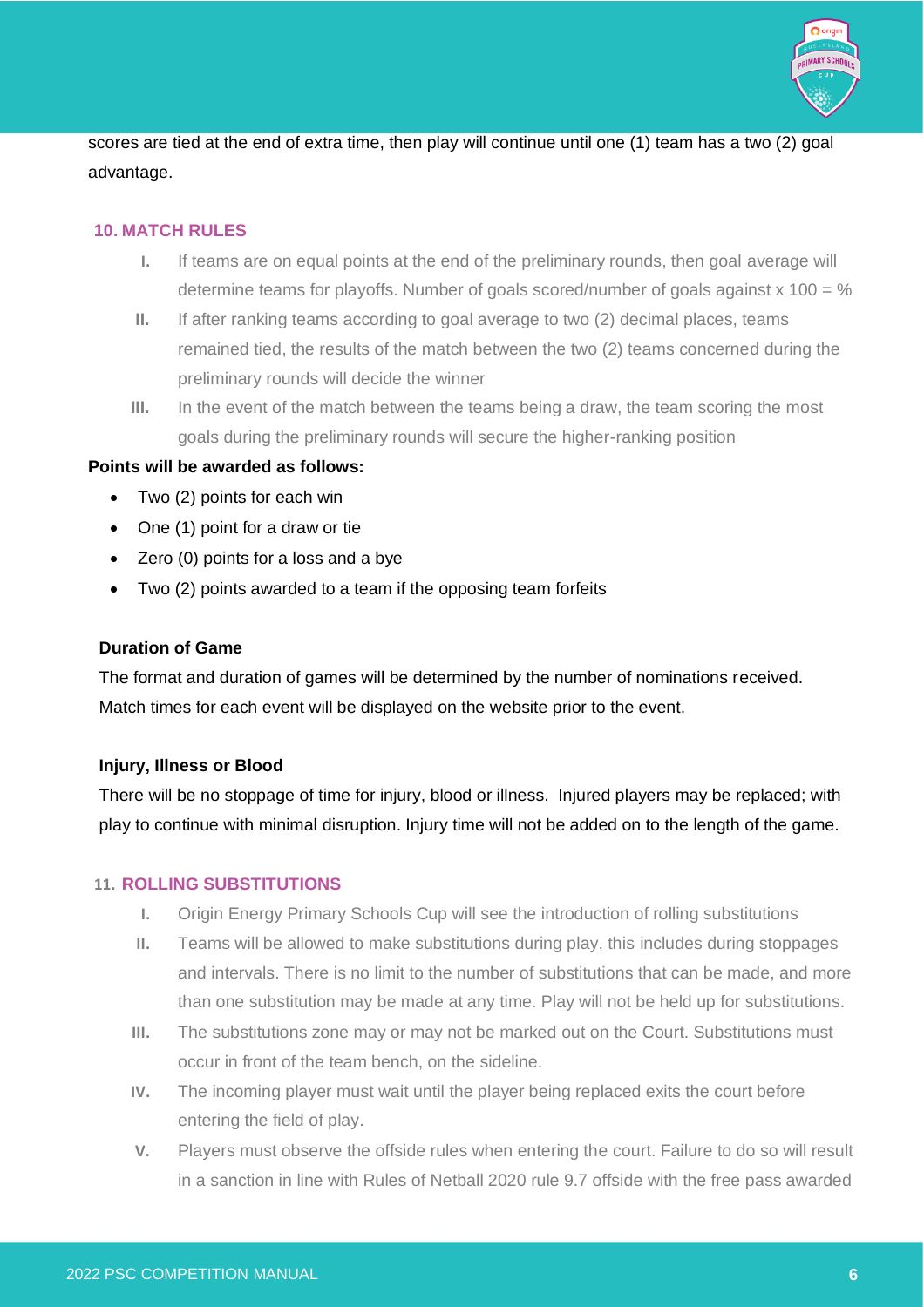scores are tied at the end of extra time, then play will continue until one (1) team has a two (2) goal advantage.

## 10. MATCH RULES

I. If teams are on equal points at the end of the preliminary rounds, then goal average will determine teams for playoffs. Number of goals scored/number of goals against x 100 = %

II. If after ranking teams according to goal average to two (2) decimal places, teams remained tied, the results of the match between the two (2) teams concerned during the preliminary rounds will decide the winner

III. In the event of the match between the teams being a draw, the team scoring the most goals during the preliminary rounds will secure the higher-ranking position

**Points will be awarded as follows:**

- Two (2) points for each win
- One (1) point for a draw or tie
- Zero (0) points for a loss and a bye
- Two (2) points awarded to a team if the opposing team forfeits

**Duration of Game**

The format and duration of games will be determined by the number of nominations received. Match times for each event will be displayed on the website prior to the event.

**Injury, Illness or Blood**

There will be no stoppage of time for injury, blood or illness. Injured players may be replaced; with play to continue with minimal disruption. Injury time will not be added on to the length of the game.

## 11. ROLLING SUBSTITUTIONS

I. Origin Energy Primary Schools Cup will see the introduction of rolling substitutions

II. Teams will be allowed to make substitutions during play, this includes during stoppages and intervals. There is no limit to the number of substitutions that can be made, and more than one substitution may be made at any time. Play will not be held up for substitutions.

III. The substitutions zone may or may not be marked out on the Court. Substitutions must occur in front of the team bench, on the sideline.

IV. The incoming player must wait until the player being replaced exits the court before entering the field of play.

V. Players must observe the offside rules when entering the court. Failure to do so will result in a sanction in line with Rules of Netball 2020 rule 9.7 offside with the free pass awarded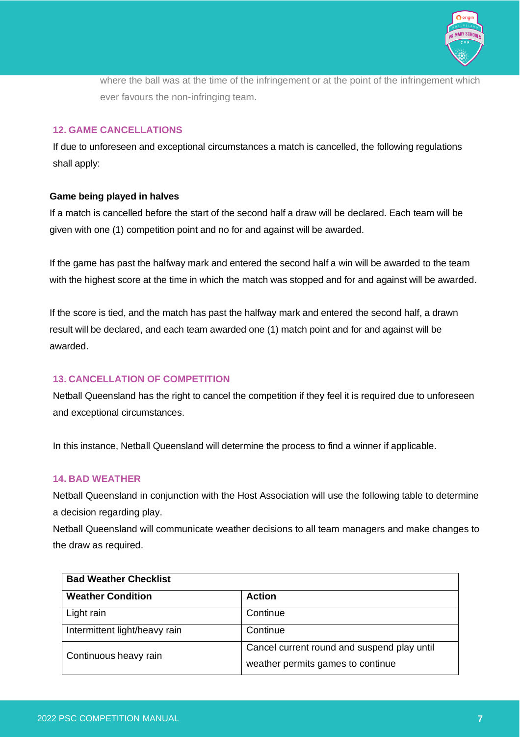where the ball was at the time of the infringement or at the point of the infringement which ever favours the non-infringing team.

## 12. GAME CANCELLATIONS

If due to unforeseen and exceptional circumstances a match is cancelled, the following regulations shall apply:

**Game being played in halves**

If a match is cancelled before the start of the second half a draw will be declared. Each team will be given with one (1) competition point and no for and against will be awarded.

If the game has past the halfway mark and entered the second half a win will be awarded to the team with the highest score at the time in which the match was stopped and for and against will be awarded.

If the score is tied, and the match has past the halfway mark and entered the second half, a drawn result will be declared, and each team awarded one (1) match point and for and against will be awarded.

## 13. CANCELLATION OF COMPETITION

Netball Queensland has the right to cancel the competition if they feel it is required due to unforeseen and exceptional circumstances.

In this instance, Netball Queensland will determine the process to find a winner if applicable.

## 14. BAD WEATHER

Netball Queensland in conjunction with the Host Association will use the following table to determine a decision regarding play.

Netball Queensland will communicate weather decisions to all team managers and make changes to the draw as required.

| Bad Weather Checklist | |
|---|---|
| **Weather Condition** | **Action** |
| Light rain | Continue |
| Intermittent light/heavy rain | Continue |
| Continuous heavy rain | Cancel current round and suspend play until weather permits games to continue |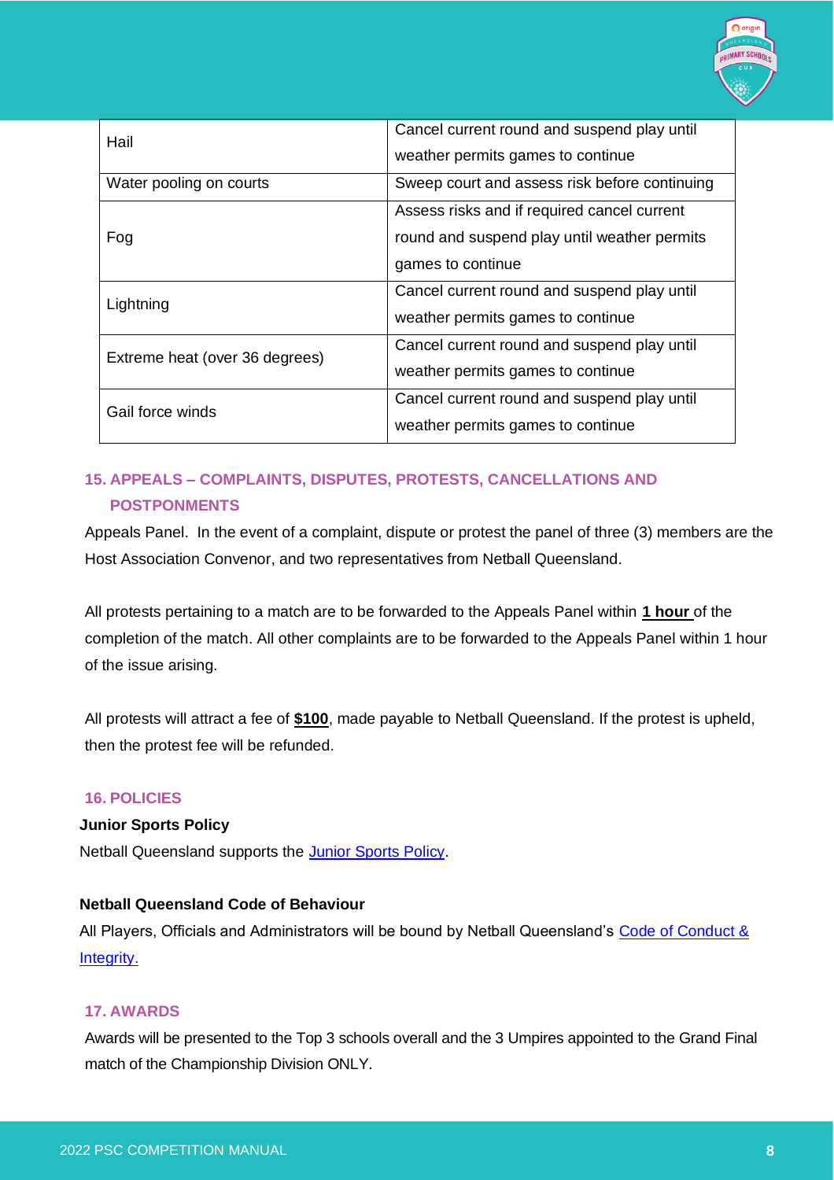| | |
|---|---|
| Hail | Cancel current round and suspend play until weather permits games to continue |
| Water pooling on courts | Sweep court and assess risk before continuing |
| Fog | Assess risks and if required cancel current round and suspend play until weather permits games to continue |
| Lightning | Cancel current round and suspend play until weather permits games to continue |
| Extreme heat (over 36 degrees) | Cancel current round and suspend play until weather permits games to continue |
| Gail force winds | Cancel current round and suspend play until weather permits games to continue |

## 15. APPEALS – COMPLAINTS, DISPUTES, PROTESTS, CANCELLATIONS AND POSTPONMENTS

Appeals Panel. In the event of a complaint, dispute or protest the panel of three (3) members are the Host Association Convenor, and two representatives from Netball Queensland.

All protests pertaining to a match are to be forwarded to the Appeals Panel within **1 hour** of the completion of the match. All other complaints are to be forwarded to the Appeals Panel within 1 hour of the issue arising.

All protests will attract a fee of **$100**, made payable to Netball Queensland. If the protest is upheld, then the protest fee will be refunded.

## 16. POLICIES

**Junior Sports Policy**

Netball Queensland supports the Junior Sports Policy.

**Netball Queensland Code of Behaviour**

All Players, Officials and Administrators will be bound by Netball Queensland's Code of Conduct & Integrity.

## 17. AWARDS

Awards will be presented to the Top 3 schools overall and the 3 Umpires appointed to the Grand Final match of the Championship Division ONLY.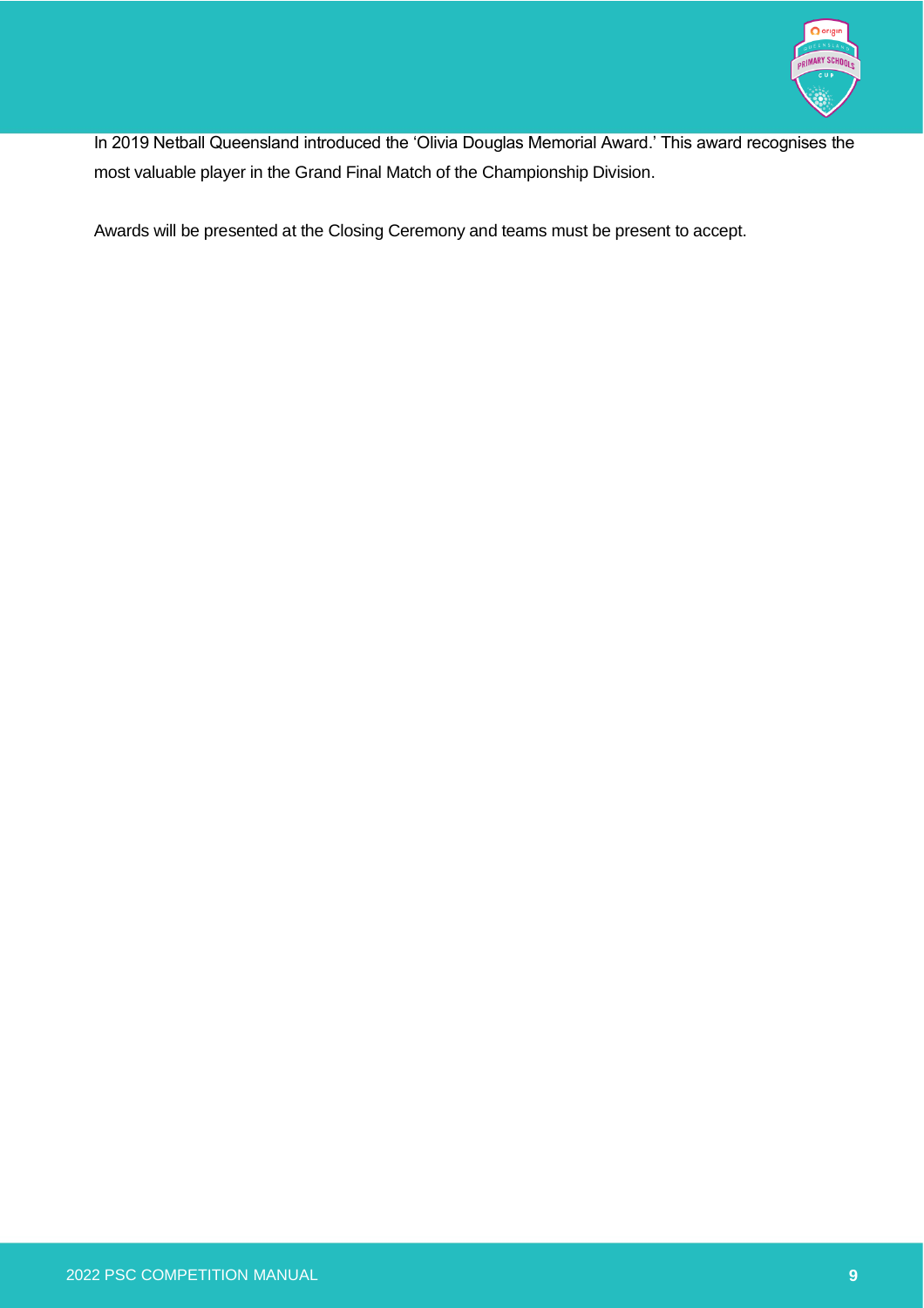In 2019 Netball Queensland introduced the 'Olivia Douglas Memorial Award.' This award recognises the most valuable player in the Grand Final Match of the Championship Division.

Awards will be presented at the Closing Ceremony and teams must be present to accept.